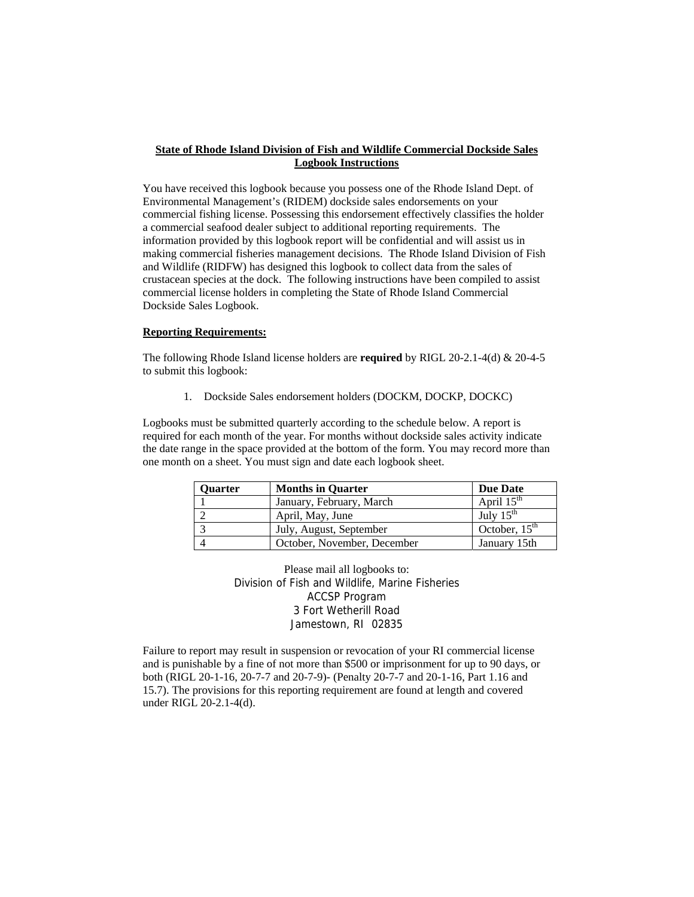**State of Rhode Island Division of Fish and Wildlife Commercial Dockside Sales Logbook Instructions**

You have received this logbook because you possess one of the Rhode Island Dept. of Environmental Management's (RIDEM) dockside sales endorsements on your commercial fishing license. Possessing this endorsement effectively classifies the holder a commercial seafood dealer subject to additional reporting requirements. The information provided by this logbook report will be confidential and will assist us in making commercial fisheries management decisions. The Rhode Island Division of Fish and Wildlife (RIDFW) has designed this logbook to collect data from the sales of crustacean species at the dock. The following instructions have been compiled to assist commercial license holders in completing the State of Rhode Island Commercial Dockside Sales Logbook.

**Reporting Requirements:**

The following Rhode Island license holders are **required** by RIGL 20-2.1-4(d) & 20-4-5 to submit this logbook:

1. Dockside Sales endorsement holders (DOCKM, DOCKP, DOCKC)

Logbooks must be submitted quarterly according to the schedule below. A report is required for each month of the year. For months without dockside sales activity indicate the date range in the space provided at the bottom of the form. You may record more than one month on a sheet. You must sign and date each logbook sheet.

| Quarter | Months in Quarter | Due Date |
|---|---|---|
| 1 | January, February, March | April 15th |
| 2 | April, May, June | July 15th |
| 3 | July, August, September | October, 15th |
| 4 | October, November, December | January 15th |

Please mail all logbooks to:
Division of Fish and Wildlife, Marine Fisheries
ACCSP Program
3 Fort Wetherill Road
Jamestown, RI 02835

Failure to report may result in suspension or revocation of your RI commercial license and is punishable by a fine of not more than $500 or imprisonment for up to 90 days, or both (RIGL 20-1-16, 20-7-7 and 20-7-9)- (Penalty 20-7-7 and 20-1-16, Part 1.16 and 15.7). The provisions for this reporting requirement are found at length and covered under RIGL 20-2.1-4(d).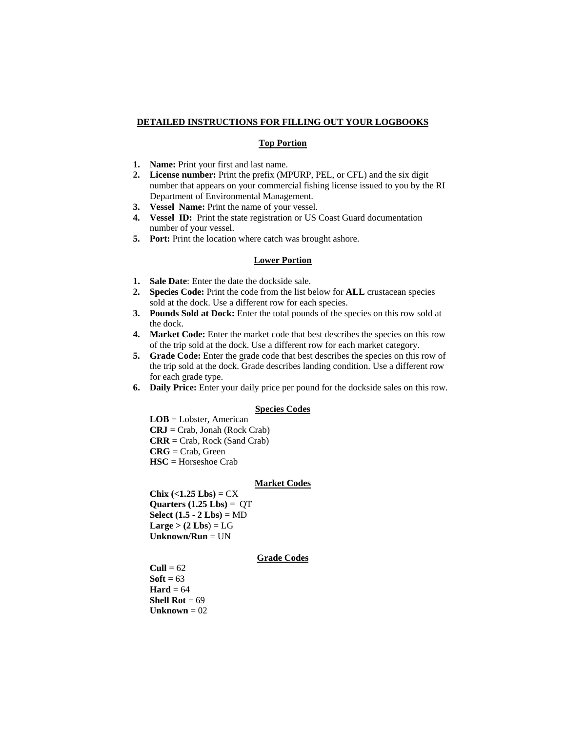## DETAILED INSTRUCTIONS FOR FILLING OUT YOUR LOGBOOKS

### Top Portion

1. **Name:** Print your first and last name.
2. **License number:** Print the prefix (MPURP, PEL, or CFL) and the six digit number that appears on your commercial fishing license issued to you by the RI Department of Environmental Management.
3. **Vessel Name:** Print the name of your vessel.
4. **Vessel ID:** Print the state registration or US Coast Guard documentation number of your vessel.
5. **Port:** Print the location where catch was brought ashore.

### Lower Portion

1. **Sale Date**: Enter the date the dockside sale.
2. **Species Code:** Print the code from the list below for **ALL** crustacean species sold at the dock. Use a different row for each species.
3. **Pounds Sold at Dock:** Enter the total pounds of the species on this row sold at the dock.
4. **Market Code:** Enter the market code that best describes the species on this row of the trip sold at the dock. Use a different row for each market category.
5. **Grade Code:** Enter the grade code that best describes the species on this row of the trip sold at the dock. Grade describes landing condition. Use a different row for each grade type.
6. **Daily Price:** Enter your daily price per pound for the dockside sales on this row.

### Species Codes

**LOB** = Lobster, American
**CRJ** = Crab, Jonah (Rock Crab)
**CRR** = Crab, Rock (Sand Crab)
**CRG** = Crab, Green
**HSC** = Horseshoe Crab

### Market Codes

**Chix (<1.25 Lbs)** = CX
**Quarters (1.25 Lbs)** = QT
**Select (1.5 - 2 Lbs)** = MD
**Large > (2 Lbs**) = LG
**Unknown/Run** = UN

### Grade Codes

**Cull** = 62
**Soft** = 63
**Hard** = 64
**Shell Rot** = 69
**Unknown** = 02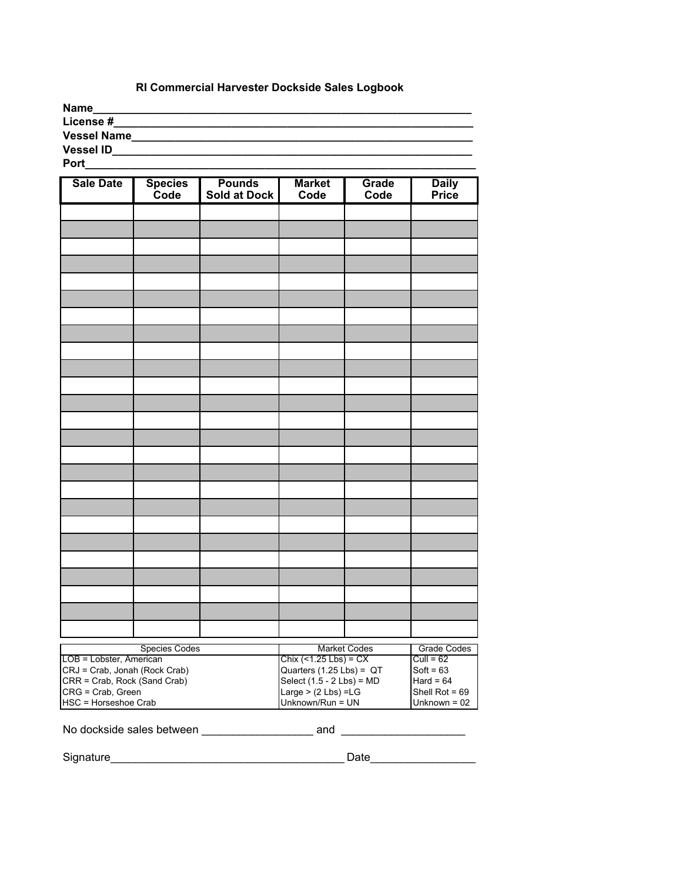# RI Commercial Harvester Dockside Sales Logbook

**Name**\_\_\_\_\_\_\_\_\_\_\_\_\_\_\_\_\_\_\_\_\_\_\_\_\_\_\_\_\_\_\_\_\_\_\_\_\_\_\_\_\_\_\_\_\_\_\_\_\_\_\_\_\_\_\_\_\_\_

**License #**\_\_\_\_\_\_\_\_\_\_\_\_\_\_\_\_\_\_\_\_\_\_\_\_\_\_\_\_\_\_\_\_\_\_\_\_\_\_\_\_\_\_\_\_\_\_\_\_\_\_\_\_\_\_\_\_

**Vessel Name**\_\_\_\_\_\_\_\_\_\_\_\_\_\_\_\_\_\_\_\_\_\_\_\_\_\_\_\_\_\_\_\_\_\_\_\_\_\_\_\_\_\_\_\_\_\_\_\_\_\_\_\_\_

**Vessel ID**\_\_\_\_\_\_\_\_\_\_\_\_\_\_\_\_\_\_\_\_\_\_\_\_\_\_\_\_\_\_\_\_\_\_\_\_\_\_\_\_\_\_\_\_\_\_\_\_\_\_\_\_\_\_\_\_

**Port**\_\_\_\_\_\_\_\_\_\_\_\_\_\_\_\_\_\_\_\_\_\_\_\_\_\_\_\_\_\_\_\_\_\_\_\_\_\_\_\_\_\_\_\_\_\_\_\_\_\_\_\_\_\_\_\_\_\_\_\_

| Sale Date | Species Code | Pounds Sold at Dock | Market Code | Grade Code | Daily Price |
|---|---|---|---|---|---|
| | | | | | |
| | | | | | |
| | | | | | |
| | | | | | |
| | | | | | |
| | | | | | |
| | | | | | |
| | | | | | |
| | | | | | |
| | | | | | |
| | | | | | |
| | | | | | |
| | | | | | |
| | | | | | |
| | | | | | |
| | | | | | |
| | | | | | |
| | | | | | |
| | | | | | |
| | | | | | |
| | | | | | |
| | | | | | |
| | | | | | |
| | | | | | |
| | | | | | |

| Species Codes | Market Codes | Grade Codes |
|---|---|---|
| LOB = Lobster, American | Chix (<1.25 Lbs) = CX | Cull = 62 |
| CRJ = Crab, Jonah (Rock Crab) | Quarters (1.25 Lbs) = QT | Soft = 63 |
| CRR = Crab, Rock (Sand Crab) | Select (1.5 - 2 Lbs) = MD | Hard = 64 |
| CRG = Crab, Green | Large > (2 Lbs) =LG | Shell Rot = 69 |
| HSC = Horseshoe Crab | Unknown/Run = UN | Unknown = 02 |

No dockside sales between \_\_\_\_\_\_\_\_\_\_\_\_\_\_\_\_\_\_ and \_\_\_\_\_\_\_\_\_\_\_\_\_\_\_\_\_\_\_\_

Signature\_\_\_\_\_\_\_\_\_\_\_\_\_\_\_\_\_\_\_\_\_\_\_\_\_\_\_\_\_\_\_\_\_\_\_\_\_\_ Date\_\_\_\_\_\_\_\_\_\_\_\_\_\_\_\_\_